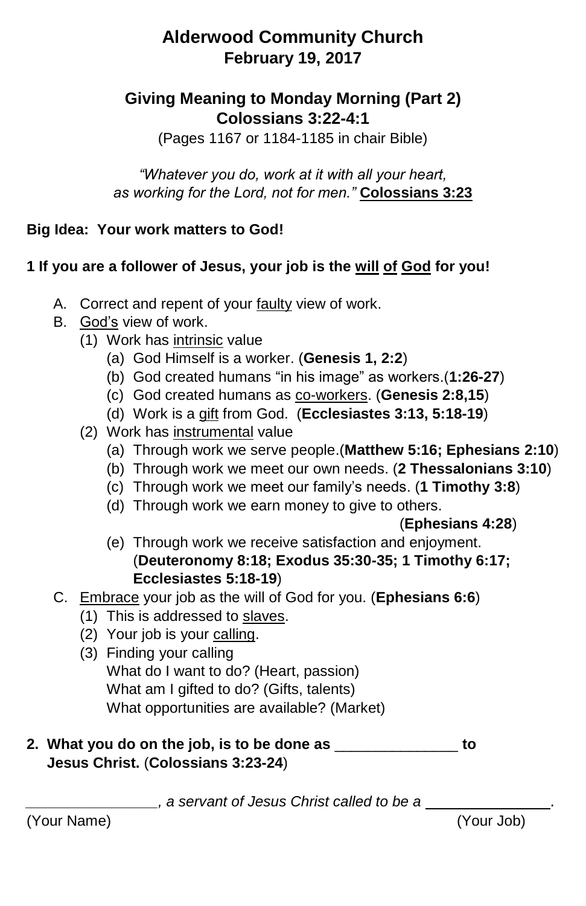# Alderwood Community Church

## February 19, 2017

## Giving Meaning to Monday Morning (Part 2)

## Colossians 3:22-4:1

(Pages 1167 or 1184-1185 in chair Bible)

*"Whatever you do, work at it with all your heart, as working for the Lord, not for men."* **Colossians 3:23**

**Big Idea: Your work matters to God!**

**1 If you are a follower of Jesus, your job is the will of God for you!**

A. Correct and repent of your faulty view of work.

B. God's view of work.

   (1) Work has intrinsic value

      (a) God Himself is a worker. (**Genesis 1, 2:2**)

      (b) God created humans "in his image" as workers.(**1:26-27**)

      (c) God created humans as co-workers. (**Genesis 2:8,15**)

      (d) Work is a gift from God. (**Ecclesiastes 3:13, 5:18-19**)

   (2) Work has instrumental value

      (a) Through work we serve people.(**Matthew 5:16; Ephesians 2:10**)

      (b) Through work we meet our own needs. (**2 Thessalonians 3:10**)

      (c) Through work we meet our family's needs. (**1 Timothy 3:8**)

      (d) Through work we earn money to give to others. (**Ephesians 4:28**)

      (e) Through work we receive satisfaction and enjoyment. (**Deuteronomy 8:18; Exodus 35:30-35; 1 Timothy 6:17; Ecclesiastes 5:18-19**)

C. Embrace your job as the will of God for you. (**Ephesians 6:6**)

   (1) This is addressed to slaves.

   (2) Your job is your calling.

   (3) Finding your calling

      What do I want to do? (Heart, passion)

      What am I gifted to do? (Gifts, talents)

      What opportunities are available? (Market)

**2. What you do on the job, is to be done as _______________ to Jesus Christ.** (**Colossians 3:23-24**)

________________, *a servant of Jesus Christ called to be a* _______________.

(Your Name) (Your Job)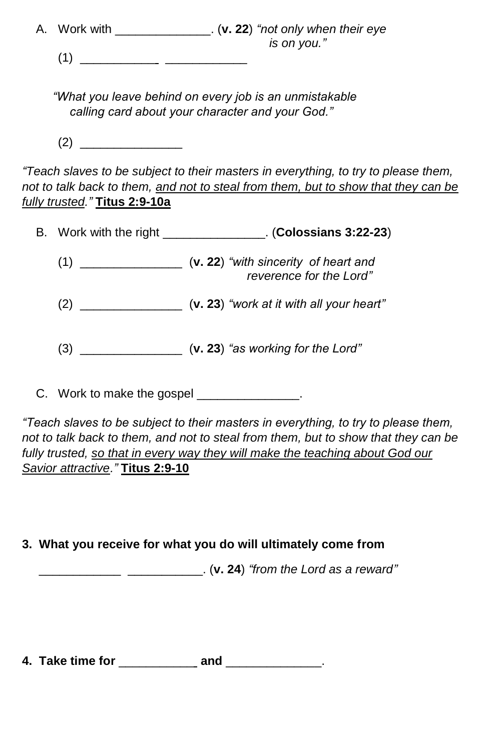A. Work with ______________. (**v. 22**) *"not only when their eye is on you."*

(1) ___________ ____________

*"What you leave behind on every job is an unmistakable calling card about your character and your God."*

(2) _______________

*"Teach slaves to be subject to their masters in everything, to try to please them, not to talk back to them, <u>and not to steal from them, but to show that they can be fully trusted</u>."* <u>**Titus 2:9-10a**</u>

B. Work with the right _______________. (**Colossians 3:22-23**)

(1) _______________ (**v. 22**) *"with sincerity of heart and reverence for the Lord"*

(2) _______________ (**v. 23**) *"work at it with all your heart"*

(3) _______________ (**v. 23**) *"as working for the Lord"*

C. Work to make the gospel _______________.

*"Teach slaves to be subject to their masters in everything, to try to please them, not to talk back to them, and not to steal from them, but to show that they can be fully trusted, <u>so that in every way they will make the teaching about God our Savior attractive</u>."* <u>**Titus 2:9-10**</u>

**3. What you receive for what you do will ultimately come from**

____________ ___________. (**v. 24**) *"from the Lord as a reward"*

**4. Take time for ___________ and _____________.**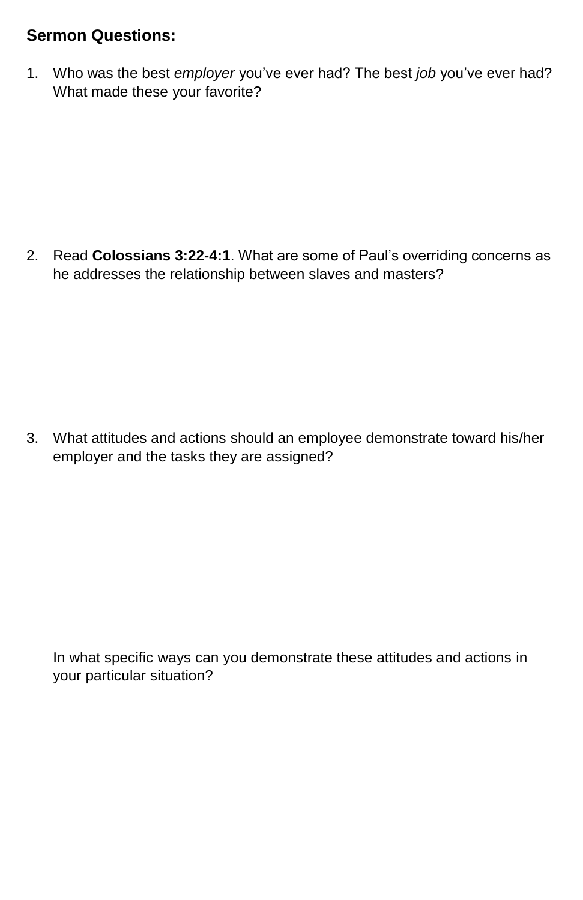**Sermon Questions:**

1. Who was the best *employer* you've ever had? The best *job* you've ever had? What made these your favorite?

2. Read **Colossians 3:22-4:1**. What are some of Paul's overriding concerns as he addresses the relationship between slaves and masters?

3. What attitudes and actions should an employee demonstrate toward his/her employer and the tasks they are assigned?

   In what specific ways can you demonstrate these attitudes and actions in your particular situation?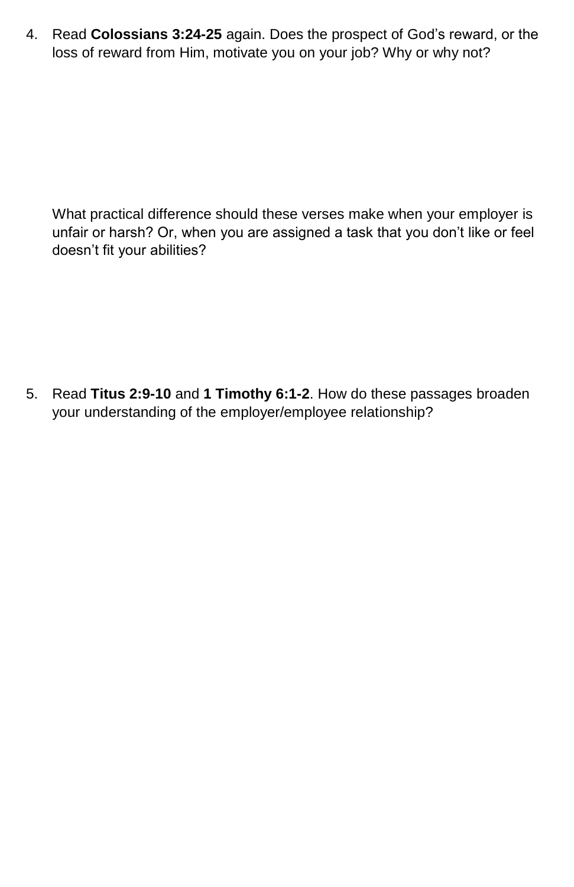4. Read **Colossians 3:24-25** again. Does the prospect of God’s reward, or the loss of reward from Him, motivate you on your job? Why or why not?

   What practical difference should these verses make when your employer is unfair or harsh? Or, when you are assigned a task that you don’t like or feel doesn’t fit your abilities?

5. Read **Titus 2:9-10** and **1 Timothy 6:1-2**. How do these passages broaden your understanding of the employer/employee relationship?